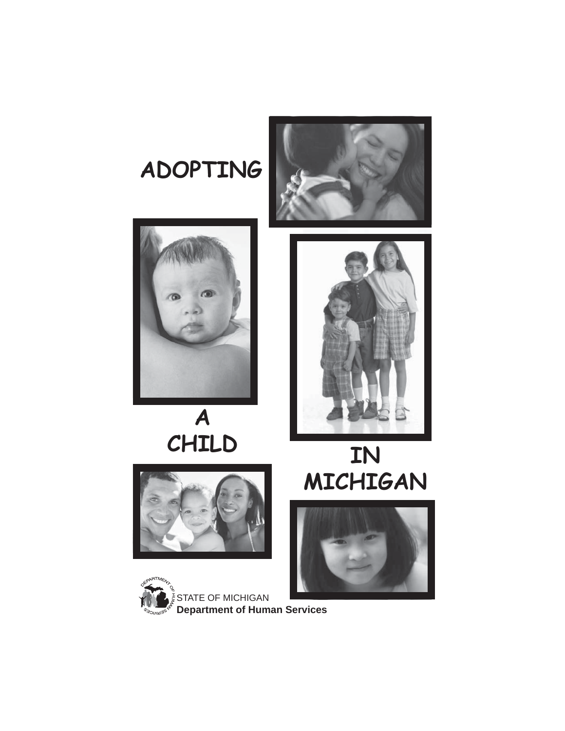# ADOPTING A CHILD IN MICHIGAN

STATE OF MICHIGAN
**Department of Human Services**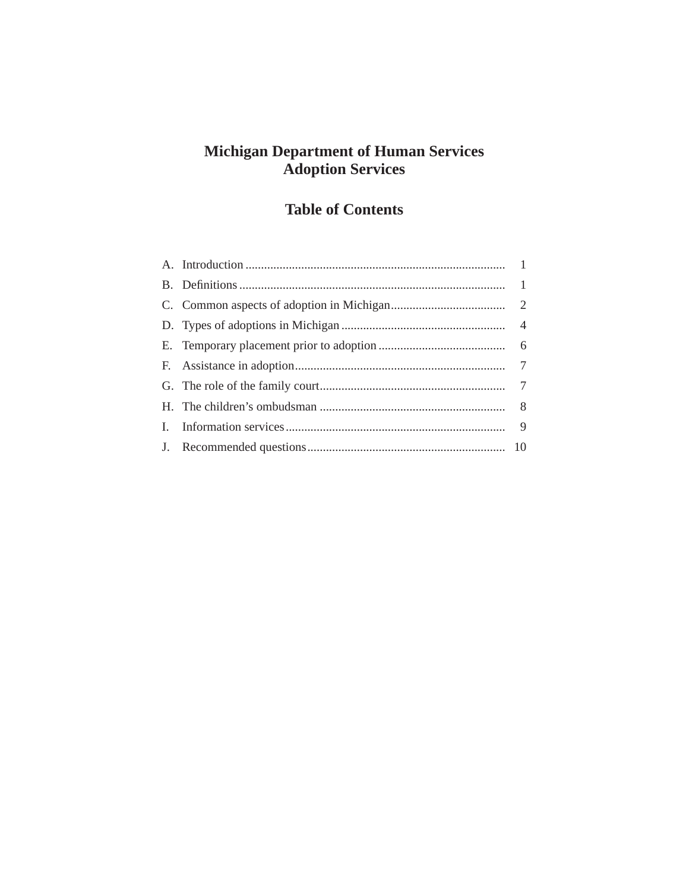# Michigan Department of Human Services
# Adoption Services

## Table of Contents

| | | |
|---|---|---|
| A. | Introduction | 1 |
| B. | Definitions | 1 |
| C. | Common aspects of adoption in Michigan | 2 |
| D. | Types of adoptions in Michigan | 4 |
| E. | Temporary placement prior to adoption | 6 |
| F. | Assistance in adoption | 7 |
| G. | The role of the family court | 7 |
| H. | The children's ombudsman | 8 |
| I. | Information services | 9 |
| J. | Recommended questions | 10 |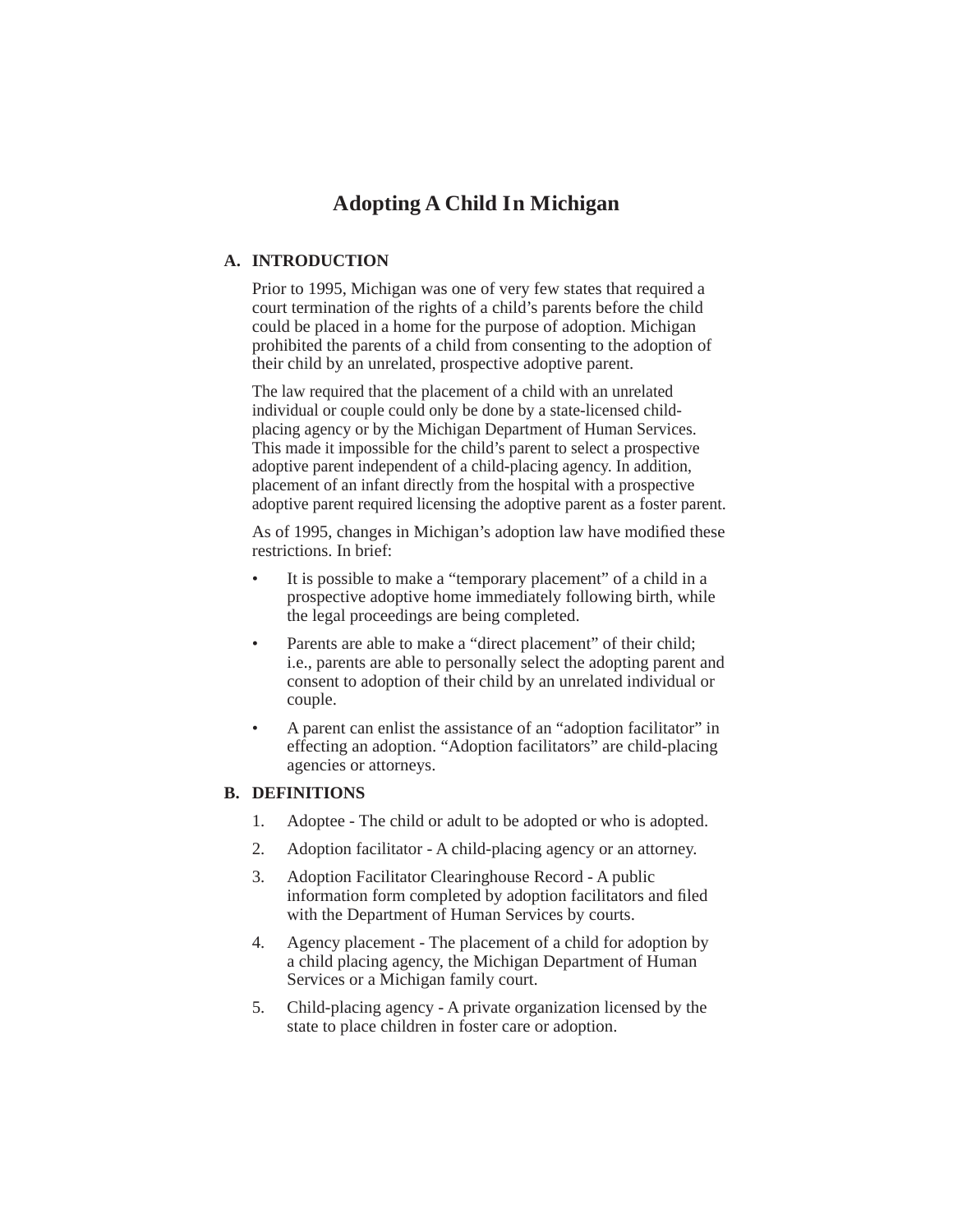# Adopting A Child In Michigan

## A. INTRODUCTION

Prior to 1995, Michigan was one of very few states that required a court termination of the rights of a child's parents before the child could be placed in a home for the purpose of adoption. Michigan prohibited the parents of a child from consenting to the adoption of their child by an unrelated, prospective adoptive parent.

The law required that the placement of a child with an unrelated individual or couple could only be done by a state-licensed child-placing agency or by the Michigan Department of Human Services. This made it impossible for the child's parent to select a prospective adoptive parent independent of a child-placing agency. In addition, placement of an infant directly from the hospital with a prospective adoptive parent required licensing the adoptive parent as a foster parent.

As of 1995, changes in Michigan's adoption law have modified these restrictions. In brief:

- It is possible to make a "temporary placement" of a child in a prospective adoptive home immediately following birth, while the legal proceedings are being completed.
- Parents are able to make a "direct placement" of their child; i.e., parents are able to personally select the adopting parent and consent to adoption of their child by an unrelated individual or couple.
- A parent can enlist the assistance of an "adoption facilitator" in effecting an adoption. "Adoption facilitators" are child-placing agencies or attorneys.

## B. DEFINITIONS

1. Adoptee - The child or adult to be adopted or who is adopted.
2. Adoption facilitator - A child-placing agency or an attorney.
3. Adoption Facilitator Clearinghouse Record - A public information form completed by adoption facilitators and filed with the Department of Human Services by courts.
4. Agency placement - The placement of a child for adoption by a child placing agency, the Michigan Department of Human Services or a Michigan family court.
5. Child-placing agency - A private organization licensed by the state to place children in foster care or adoption.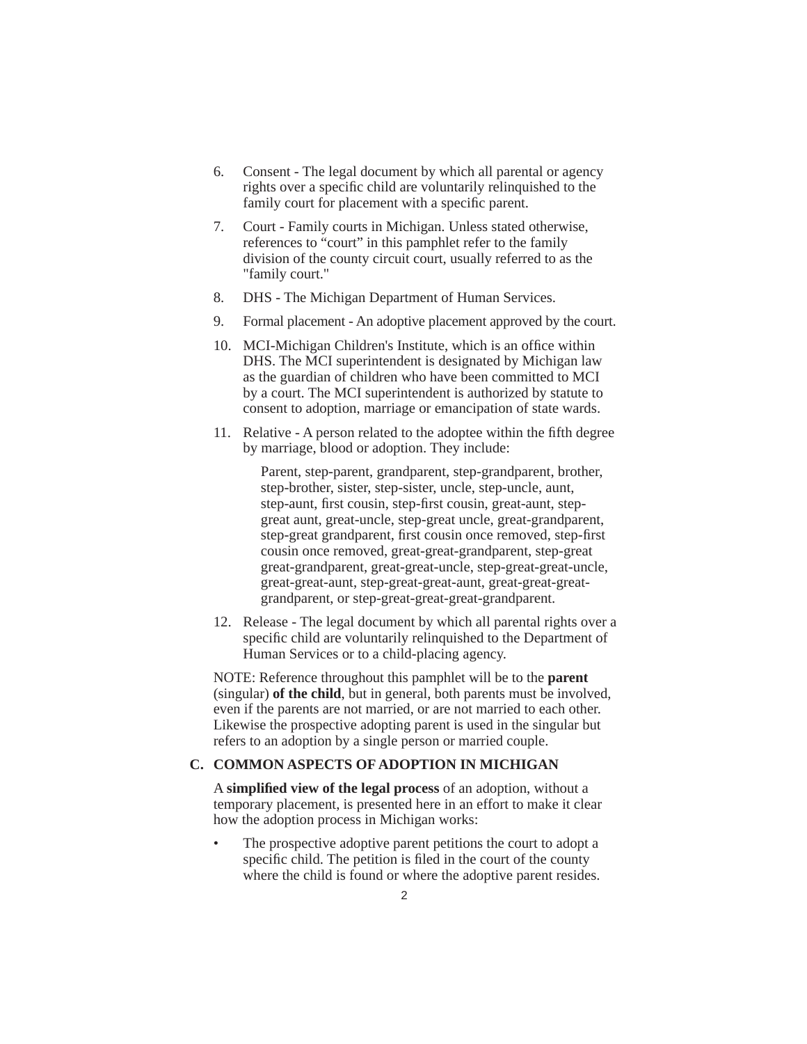6. Consent - The legal document by which all parental or agency rights over a specific child are voluntarily relinquished to the family court for placement with a specific parent.

7. Court - Family courts in Michigan. Unless stated otherwise, references to "court" in this pamphlet refer to the family division of the county circuit court, usually referred to as the "family court."

8. DHS - The Michigan Department of Human Services.

9. Formal placement - An adoptive placement approved by the court.

10. MCI-Michigan Children's Institute, which is an office within DHS. The MCI superintendent is designated by Michigan law as the guardian of children who have been committed to MCI by a court. The MCI superintendent is authorized by statute to consent to adoption, marriage or emancipation of state wards.

11. Relative - A person related to the adoptee within the fifth degree by marriage, blood or adoption. They include:

    Parent, step-parent, grandparent, step-grandparent, brother, step-brother, sister, step-sister, uncle, step-uncle, aunt, step-aunt, first cousin, step-first cousin, great-aunt, step-great aunt, great-uncle, step-great uncle, great-grandparent, step-great grandparent, first cousin once removed, step-first cousin once removed, great-great-grandparent, step-great great-grandparent, great-great-uncle, step-great-great-uncle, great-great-aunt, step-great-great-aunt, great-great-great-grandparent, or step-great-great-great-grandparent.

12. Release - The legal document by which all parental rights over a specific child are voluntarily relinquished to the Department of Human Services or to a child-placing agency.

NOTE: Reference throughout this pamphlet will be to the **parent** (singular) **of the child**, but in general, both parents must be involved, even if the parents are not married, or are not married to each other. Likewise the prospective adopting parent is used in the singular but refers to an adoption by a single person or married couple.

## C. COMMON ASPECTS OF ADOPTION IN MICHIGAN

A **simplified view of the legal process** of an adoption, without a temporary placement, is presented here in an effort to make it clear how the adoption process in Michigan works:

- The prospective adoptive parent petitions the court to adopt a specific child. The petition is filed in the court of the county where the child is found or where the adoptive parent resides.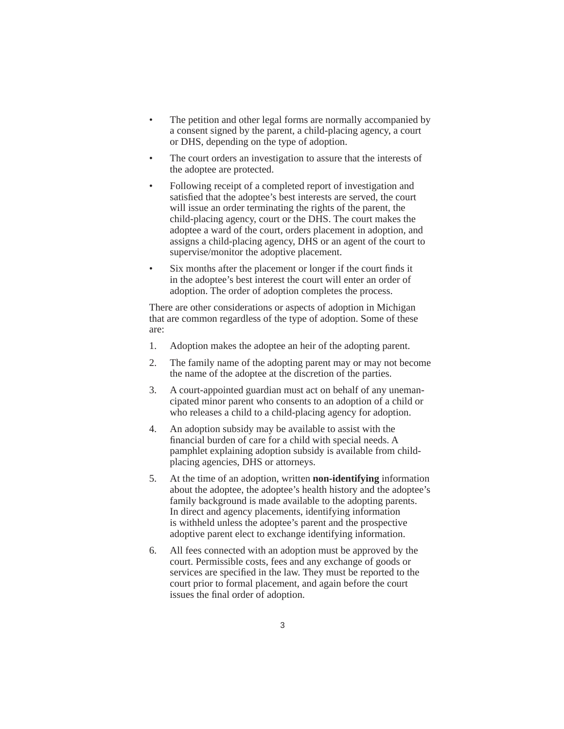- The petition and other legal forms are normally accompanied by a consent signed by the parent, a child-placing agency, a court or DHS, depending on the type of adoption.
- The court orders an investigation to assure that the interests of the adoptee are protected.
- Following receipt of a completed report of investigation and satisfied that the adoptee's best interests are served, the court will issue an order terminating the rights of the parent, the child-placing agency, court or the DHS. The court makes the adoptee a ward of the court, orders placement in adoption, and assigns a child-placing agency, DHS or an agent of the court to supervise/monitor the adoptive placement.
- Six months after the placement or longer if the court finds it in the adoptee's best interest the court will enter an order of adoption. The order of adoption completes the process.

There are other considerations or aspects of adoption in Michigan that are common regardless of the type of adoption. Some of these are:

1. Adoption makes the adoptee an heir of the adopting parent.
2. The family name of the adopting parent may or may not become the name of the adoptee at the discretion of the parties.
3. A court-appointed guardian must act on behalf of any unemancipated minor parent who consents to an adoption of a child or who releases a child to a child-placing agency for adoption.
4. An adoption subsidy may be available to assist with the financial burden of care for a child with special needs. A pamphlet explaining adoption subsidy is available from child-placing agencies, DHS or attorneys.
5. At the time of an adoption, written **non-identifying** information about the adoptee, the adoptee's health history and the adoptee's family background is made available to the adopting parents. In direct and agency placements, identifying information is withheld unless the adoptee's parent and the prospective adoptive parent elect to exchange identifying information.
6. All fees connected with an adoption must be approved by the court. Permissible costs, fees and any exchange of goods or services are specified in the law. They must be reported to the court prior to formal placement, and again before the court issues the final order of adoption.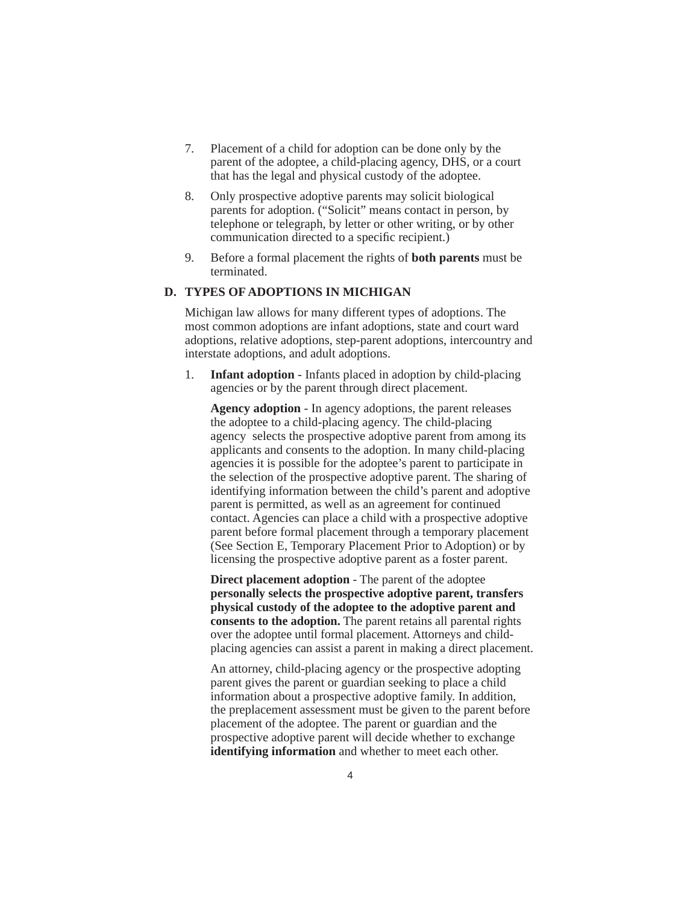7. Placement of a child for adoption can be done only by the parent of the adoptee, a child-placing agency, DHS, or a court that has the legal and physical custody of the adoptee.

8. Only prospective adoptive parents may solicit biological parents for adoption. ("Solicit" means contact in person, by telephone or telegraph, by letter or other writing, or by other communication directed to a specific recipient.)

9. Before a formal placement the rights of **both parents** must be terminated.

## D. TYPES OF ADOPTIONS IN MICHIGAN

Michigan law allows for many different types of adoptions. The most common adoptions are infant adoptions, state and court ward adoptions, relative adoptions, step-parent adoptions, intercountry and interstate adoptions, and adult adoptions.

1. **Infant adoption** - Infants placed in adoption by child-placing agencies or by the parent through direct placement.

   **Agency adoption** - In agency adoptions, the parent releases the adoptee to a child-placing agency. The child-placing agency selects the prospective adoptive parent from among its applicants and consents to the adoption. In many child-placing agencies it is possible for the adoptee's parent to participate in the selection of the prospective adoptive parent. The sharing of identifying information between the child's parent and adoptive parent is permitted, as well as an agreement for continued contact. Agencies can place a child with a prospective adoptive parent before formal placement through a temporary placement (See Section E, Temporary Placement Prior to Adoption) or by licensing the prospective adoptive parent as a foster parent.

   **Direct placement adoption** - The parent of the adoptee **personally selects the prospective adoptive parent, transfers physical custody of the adoptee to the adoptive parent and consents to the adoption.** The parent retains all parental rights over the adoptee until formal placement. Attorneys and child-placing agencies can assist a parent in making a direct placement.

   An attorney, child-placing agency or the prospective adopting parent gives the parent or guardian seeking to place a child information about a prospective adoptive family. In addition, the preplacement assessment must be given to the parent before placement of the adoptee. The parent or guardian and the prospective adoptive parent will decide whether to exchange **identifying information** and whether to meet each other.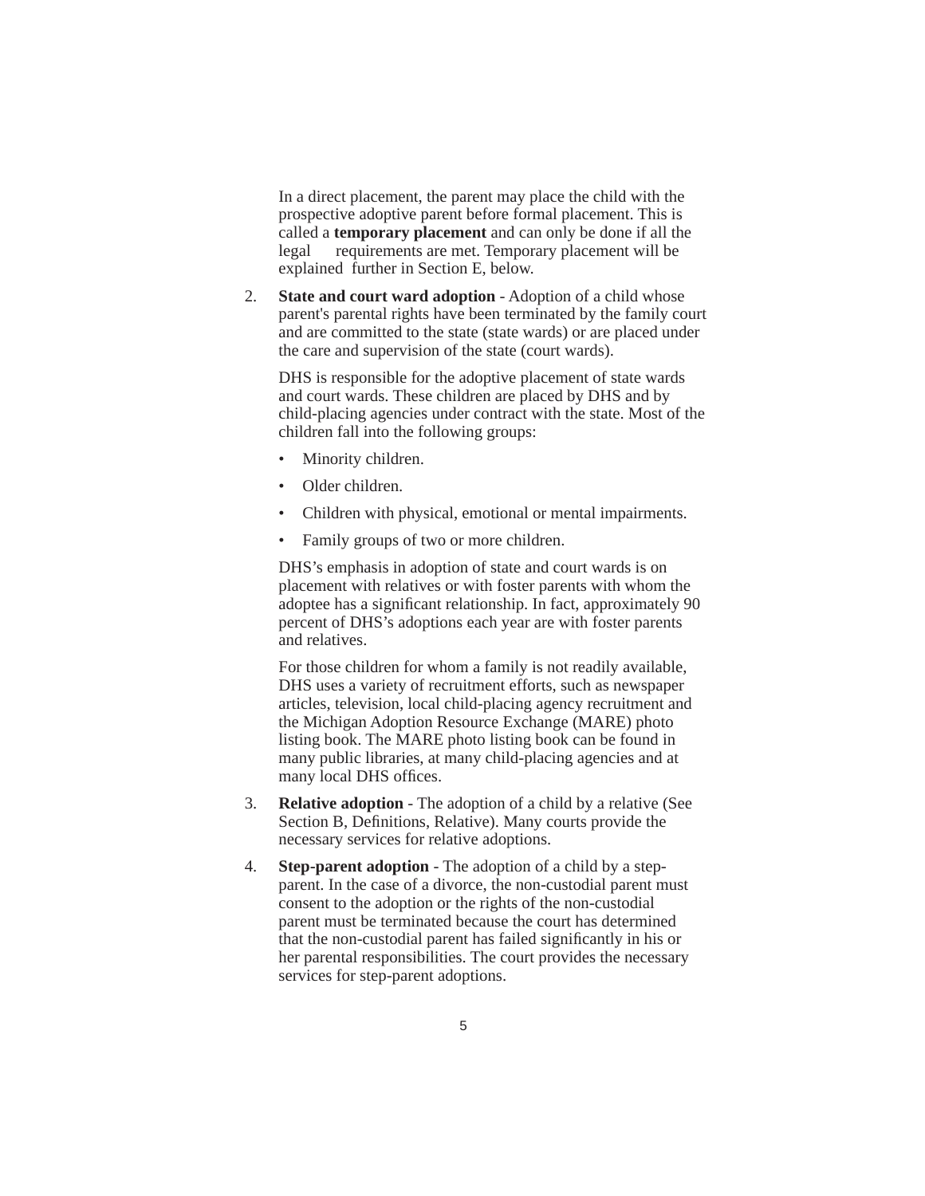In a direct placement, the parent may place the child with the prospective adoptive parent before formal placement. This is called a **temporary placement** and can only be done if all the legal requirements are met. Temporary placement will be explained further in Section E, below.

2. **State and court ward adoption** - Adoption of a child whose parent's parental rights have been terminated by the family court and are committed to the state (state wards) or are placed under the care and supervision of the state (court wards).

   DHS is responsible for the adoptive placement of state wards and court wards. These children are placed by DHS and by child-placing agencies under contract with the state. Most of the children fall into the following groups:

   - Minority children.
   - Older children.
   - Children with physical, emotional or mental impairments.
   - Family groups of two or more children.

   DHS's emphasis in adoption of state and court wards is on placement with relatives or with foster parents with whom the adoptee has a significant relationship. In fact, approximately 90 percent of DHS's adoptions each year are with foster parents and relatives.

   For those children for whom a family is not readily available, DHS uses a variety of recruitment efforts, such as newspaper articles, television, local child-placing agency recruitment and the Michigan Adoption Resource Exchange (MARE) photo listing book. The MARE photo listing book can be found in many public libraries, at many child-placing agencies and at many local DHS offices.

3. **Relative adoption** - The adoption of a child by a relative (See Section B, Definitions, Relative). Many courts provide the necessary services for relative adoptions.

4. **Step-parent adoption** - The adoption of a child by a step-parent. In the case of a divorce, the non-custodial parent must consent to the adoption or the rights of the non-custodial parent must be terminated because the court has determined that the non-custodial parent has failed significantly in his or her parental responsibilities. The court provides the necessary services for step-parent adoptions.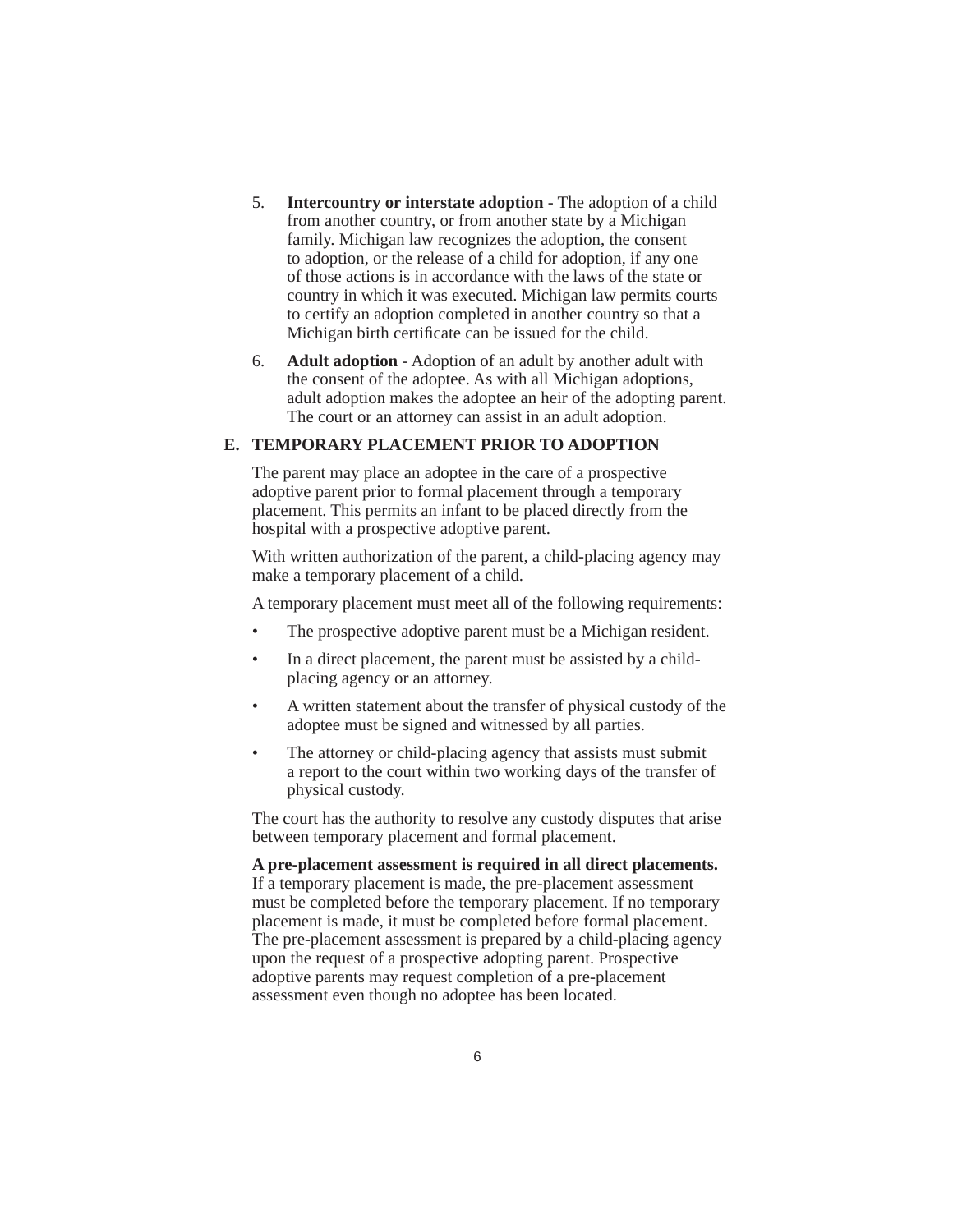5. **Intercountry or interstate adoption** - The adoption of a child from another country, or from another state by a Michigan family. Michigan law recognizes the adoption, the consent to adoption, or the release of a child for adoption, if any one of those actions is in accordance with the laws of the state or country in which it was executed. Michigan law permits courts to certify an adoption completed in another country so that a Michigan birth certificate can be issued for the child.

6. **Adult adoption** - Adoption of an adult by another adult with the consent of the adoptee. As with all Michigan adoptions, adult adoption makes the adoptee an heir of the adopting parent. The court or an attorney can assist in an adult adoption.

## E. TEMPORARY PLACEMENT PRIOR TO ADOPTION

The parent may place an adoptee in the care of a prospective adoptive parent prior to formal placement through a temporary placement. This permits an infant to be placed directly from the hospital with a prospective adoptive parent.

With written authorization of the parent, a child-placing agency may make a temporary placement of a child.

A temporary placement must meet all of the following requirements:

- The prospective adoptive parent must be a Michigan resident.
- In a direct placement, the parent must be assisted by a child-placing agency or an attorney.
- A written statement about the transfer of physical custody of the adoptee must be signed and witnessed by all parties.
- The attorney or child-placing agency that assists must submit a report to the court within two working days of the transfer of physical custody.

The court has the authority to resolve any custody disputes that arise between temporary placement and formal placement.

**A pre-placement assessment is required in all direct placements.** If a temporary placement is made, the pre-placement assessment must be completed before the temporary placement. If no temporary placement is made, it must be completed before formal placement. The pre-placement assessment is prepared by a child-placing agency upon the request of a prospective adopting parent. Prospective adoptive parents may request completion of a pre-placement assessment even though no adoptee has been located.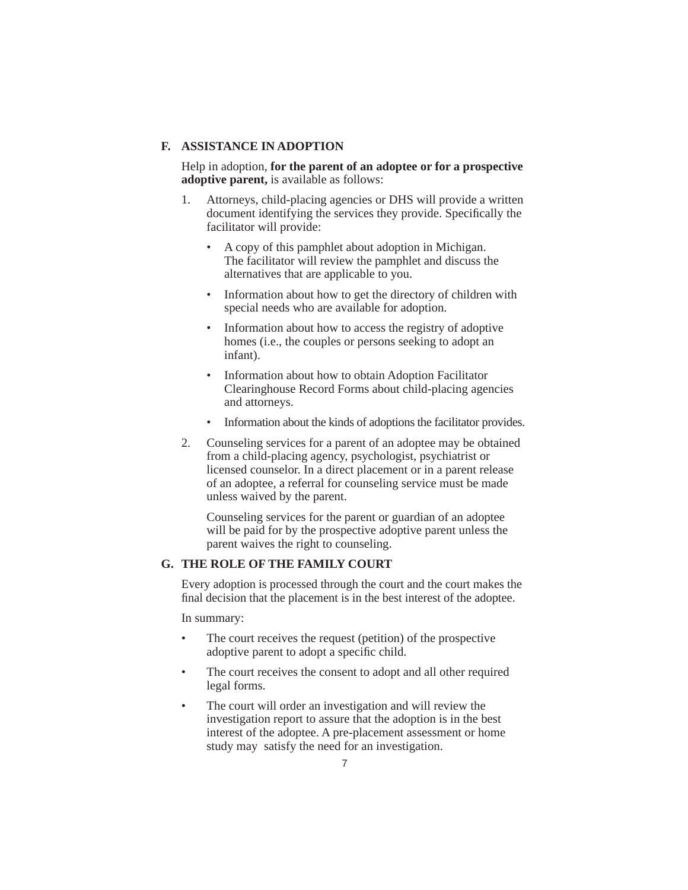## F. ASSISTANCE IN ADOPTION

Help in adoption, **for the parent of an adoptee or for a prospective adoptive parent,** is available as follows:

1. Attorneys, child-placing agencies or DHS will provide a written document identifying the services they provide. Specifically the facilitator will provide:

   - A copy of this pamphlet about adoption in Michigan. The facilitator will review the pamphlet and discuss the alternatives that are applicable to you.
   - Information about how to get the directory of children with special needs who are available for adoption.
   - Information about how to access the registry of adoptive homes (i.e., the couples or persons seeking to adopt an infant).
   - Information about how to obtain Adoption Facilitator Clearinghouse Record Forms about child-placing agencies and attorneys.
   - Information about the kinds of adoptions the facilitator provides.

2. Counseling services for a parent of an adoptee may be obtained from a child-placing agency, psychologist, psychiatrist or licensed counselor. In a direct placement or in a parent release of an adoptee, a referral for counseling service must be made unless waived by the parent.

   Counseling services for the parent or guardian of an adoptee will be paid for by the prospective adoptive parent unless the parent waives the right to counseling.

## G. THE ROLE OF THE FAMILY COURT

Every adoption is processed through the court and the court makes the final decision that the placement is in the best interest of the adoptee.

In summary:

- The court receives the request (petition) of the prospective adoptive parent to adopt a specific child.
- The court receives the consent to adopt and all other required legal forms.
- The court will order an investigation and will review the investigation report to assure that the adoption is in the best interest of the adoptee. A pre-placement assessment or home study may satisfy the need for an investigation.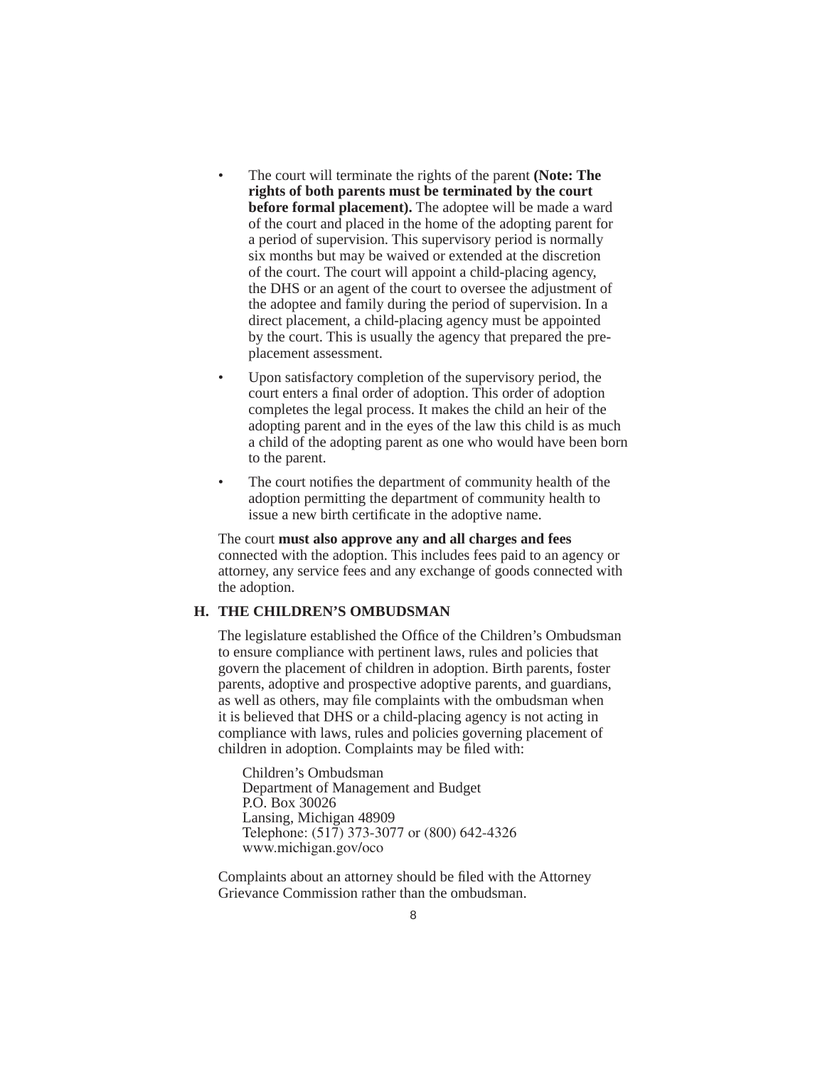- The court will terminate the rights of the parent **(Note: The rights of both parents must be terminated by the court before formal placement).** The adoptee will be made a ward of the court and placed in the home of the adopting parent for a period of supervision. This supervisory period is normally six months but may be waived or extended at the discretion of the court. The court will appoint a child-placing agency, the DHS or an agent of the court to oversee the adjustment of the adoptee and family during the period of supervision. In a direct placement, a child-placing agency must be appointed by the court. This is usually the agency that prepared the pre-placement assessment.
- Upon satisfactory completion of the supervisory period, the court enters a final order of adoption. This order of adoption completes the legal process. It makes the child an heir of the adopting parent and in the eyes of the law this child is as much a child of the adopting parent as one who would have been born to the parent.
- The court notifies the department of community health of the adoption permitting the department of community health to issue a new birth certificate in the adoptive name.

The court **must also approve any and all charges and fees** connected with the adoption. This includes fees paid to an agency or attorney, any service fees and any exchange of goods connected with the adoption.

## H. THE CHILDREN'S OMBUDSMAN

The legislature established the Office of the Children's Ombudsman to ensure compliance with pertinent laws, rules and policies that govern the placement of children in adoption. Birth parents, foster parents, adoptive and prospective adoptive parents, and guardians, as well as others, may file complaints with the ombudsman when it is believed that DHS or a child-placing agency is not acting in compliance with laws, rules and policies governing placement of children in adoption. Complaints may be filed with:

Children's Ombudsman
Department of Management and Budget
P.O. Box 30026
Lansing, Michigan 48909
Telephone: (517) 373-3077 or (800) 642-4326
www.michigan.gov/oco

Complaints about an attorney should be filed with the Attorney Grievance Commission rather than the ombudsman.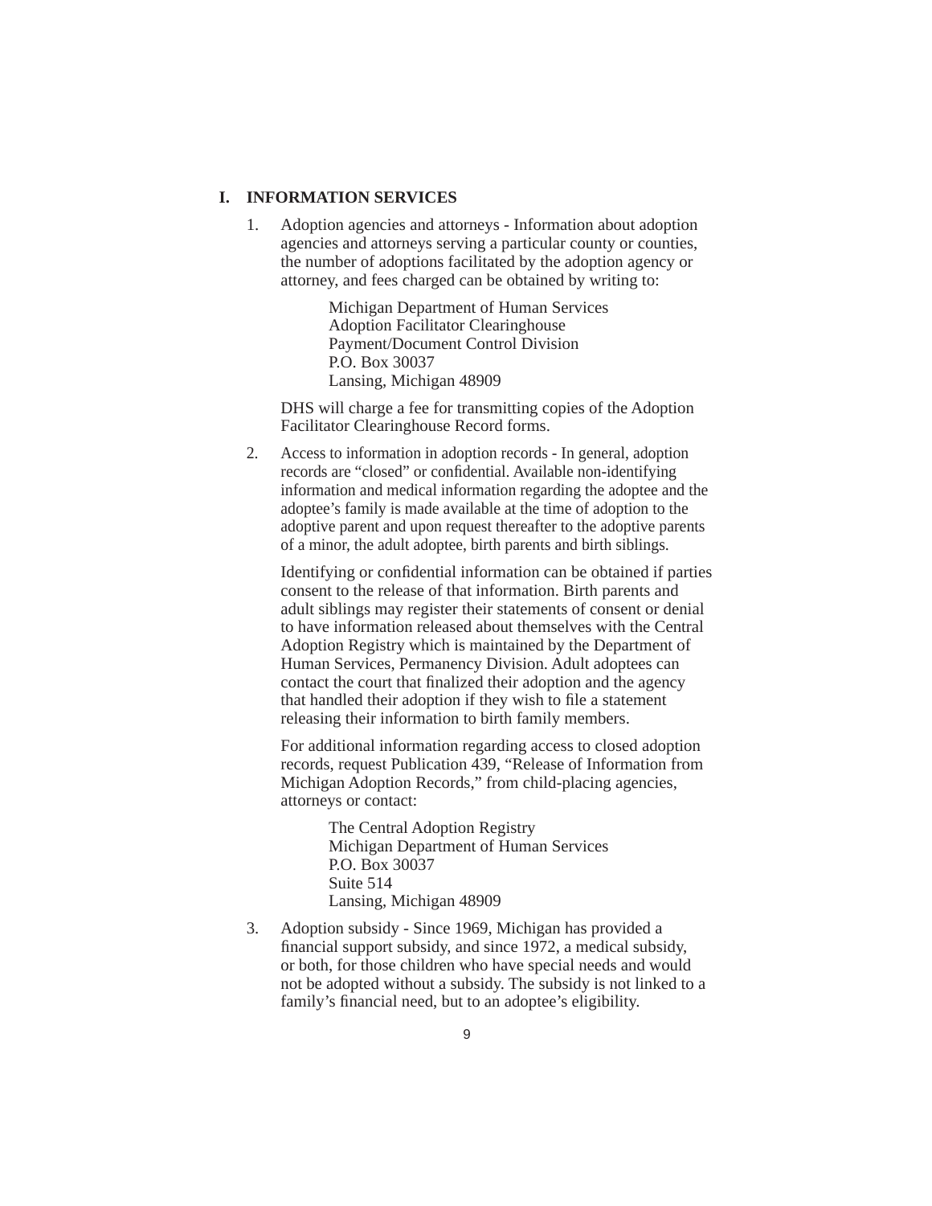## I. INFORMATION SERVICES

1. Adoption agencies and attorneys - Information about adoption agencies and attorneys serving a particular county or counties, the number of adoptions facilitated by the adoption agency or attorney, and fees charged can be obtained by writing to:

   Michigan Department of Human Services
   Adoption Facilitator Clearinghouse
   Payment/Document Control Division
   P.O. Box 30037
   Lansing, Michigan 48909

   DHS will charge a fee for transmitting copies of the Adoption Facilitator Clearinghouse Record forms.

2. Access to information in adoption records - In general, adoption records are "closed" or confidential. Available non-identifying information and medical information regarding the adoptee and the adoptee's family is made available at the time of adoption to the adoptive parent and upon request thereafter to the adoptive parents of a minor, the adult adoptee, birth parents and birth siblings.

   Identifying or confidential information can be obtained if parties consent to the release of that information. Birth parents and adult siblings may register their statements of consent or denial to have information released about themselves with the Central Adoption Registry which is maintained by the Department of Human Services, Permanency Division. Adult adoptees can contact the court that finalized their adoption and the agency that handled their adoption if they wish to file a statement releasing their information to birth family members.

   For additional information regarding access to closed adoption records, request Publication 439, "Release of Information from Michigan Adoption Records," from child-placing agencies, attorneys or contact:

   The Central Adoption Registry
   Michigan Department of Human Services
   P.O. Box 30037
   Suite 514
   Lansing, Michigan 48909

3. Adoption subsidy - Since 1969, Michigan has provided a financial support subsidy, and since 1972, a medical subsidy, or both, for those children who have special needs and would not be adopted without a subsidy. The subsidy is not linked to a family's financial need, but to an adoptee's eligibility.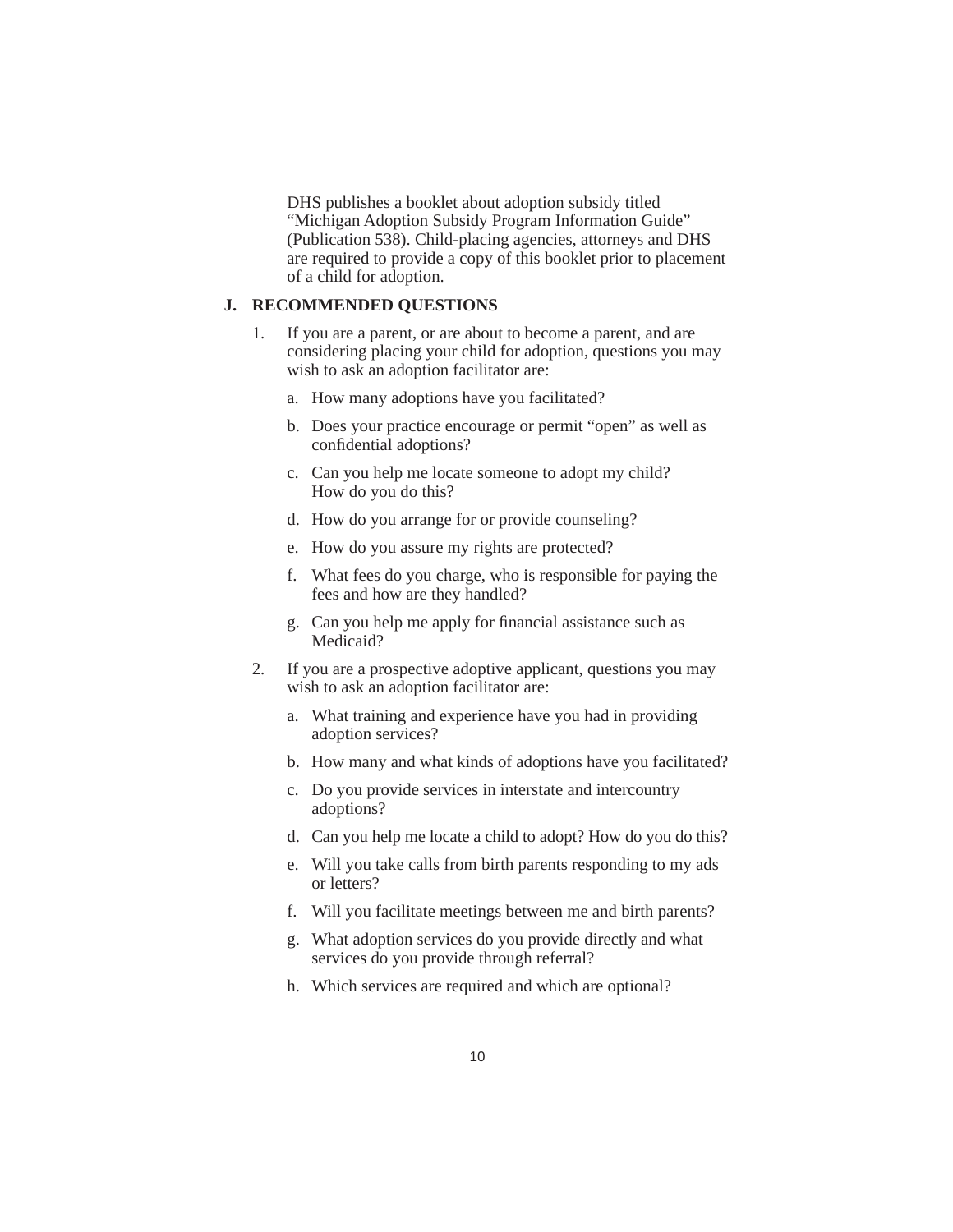DHS publishes a booklet about adoption subsidy titled "Michigan Adoption Subsidy Program Information Guide" (Publication 538). Child-placing agencies, attorneys and DHS are required to provide a copy of this booklet prior to placement of a child for adoption.

## J. RECOMMENDED QUESTIONS

1. If you are a parent, or are about to become a parent, and are considering placing your child for adoption, questions you may wish to ask an adoption facilitator are:

   a. How many adoptions have you facilitated?

   b. Does your practice encourage or permit "open" as well as confidential adoptions?

   c. Can you help me locate someone to adopt my child? How do you do this?

   d. How do you arrange for or provide counseling?

   e. How do you assure my rights are protected?

   f. What fees do you charge, who is responsible for paying the fees and how are they handled?

   g. Can you help me apply for financial assistance such as Medicaid?

2. If you are a prospective adoptive applicant, questions you may wish to ask an adoption facilitator are:

   a. What training and experience have you had in providing adoption services?

   b. How many and what kinds of adoptions have you facilitated?

   c. Do you provide services in interstate and intercountry adoptions?

   d. Can you help me locate a child to adopt? How do you do this?

   e. Will you take calls from birth parents responding to my ads or letters?

   f. Will you facilitate meetings between me and birth parents?

   g. What adoption services do you provide directly and what services do you provide through referral?

   h. Which services are required and which are optional?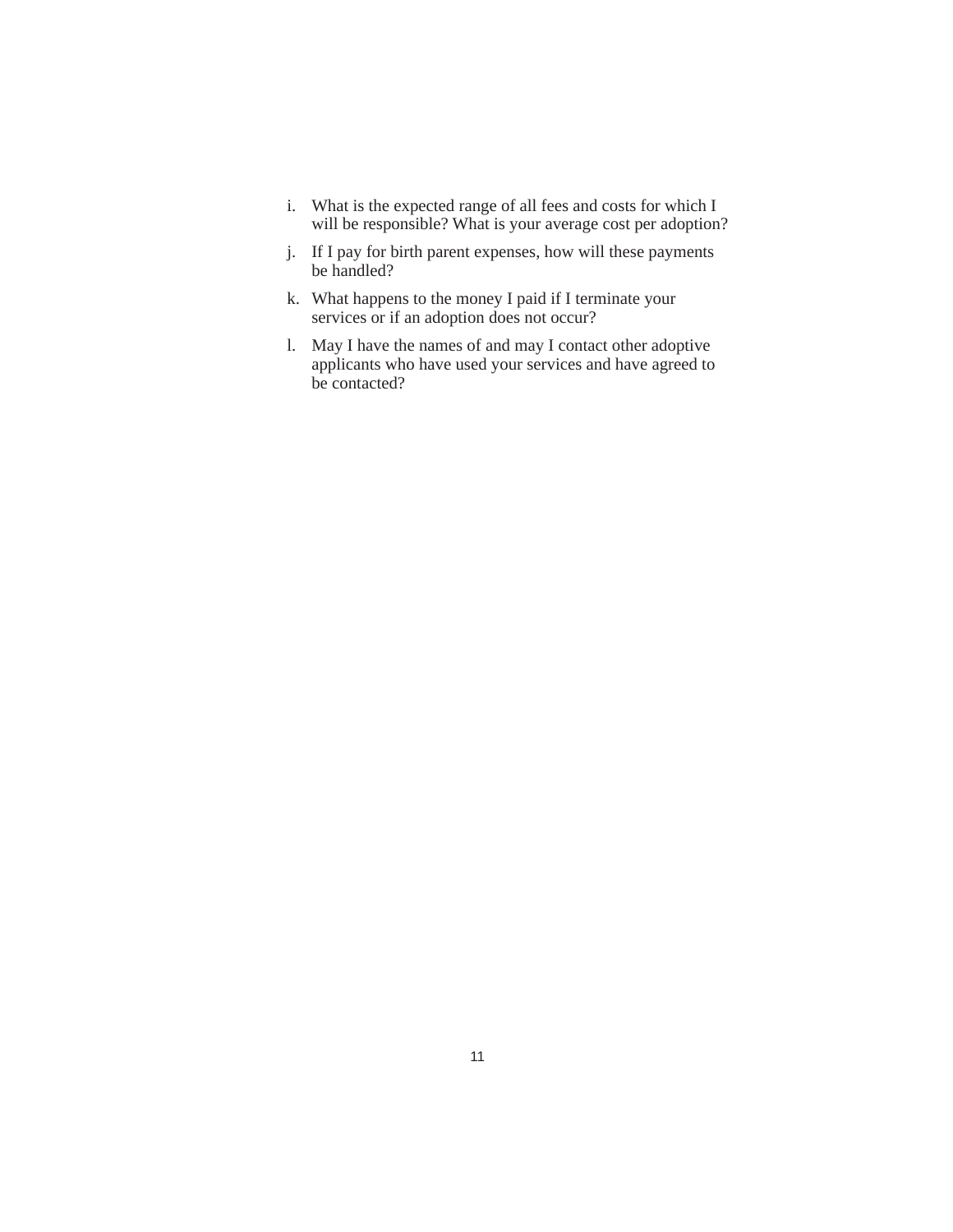i. What is the expected range of all fees and costs for which I will be responsible? What is your average cost per adoption?

j. If I pay for birth parent expenses, how will these payments be handled?

k. What happens to the money I paid if I terminate your services or if an adoption does not occur?

l. May I have the names of and may I contact other adoptive applicants who have used your services and have agreed to be contacted?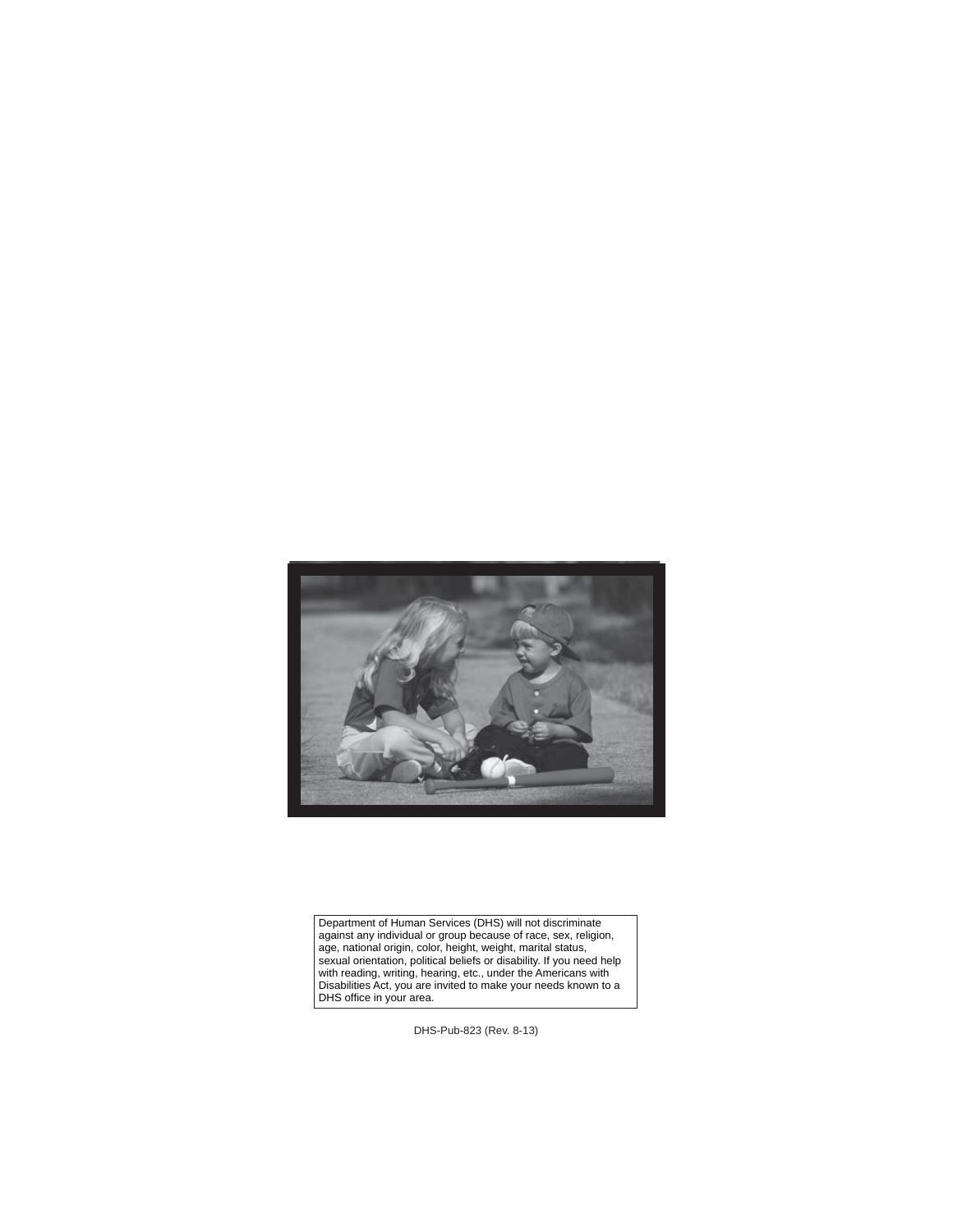Department of Human Services (DHS) will not discriminate against any individual or group because of race, sex, religion, age, national origin, color, height, weight, marital status, sexual orientation, political beliefs or disability. If you need help with reading, writing, hearing, etc., under the Americans with Disabilities Act, you are invited to make your needs known to a DHS office in your area.

DHS-Pub-823 (Rev. 8-13)